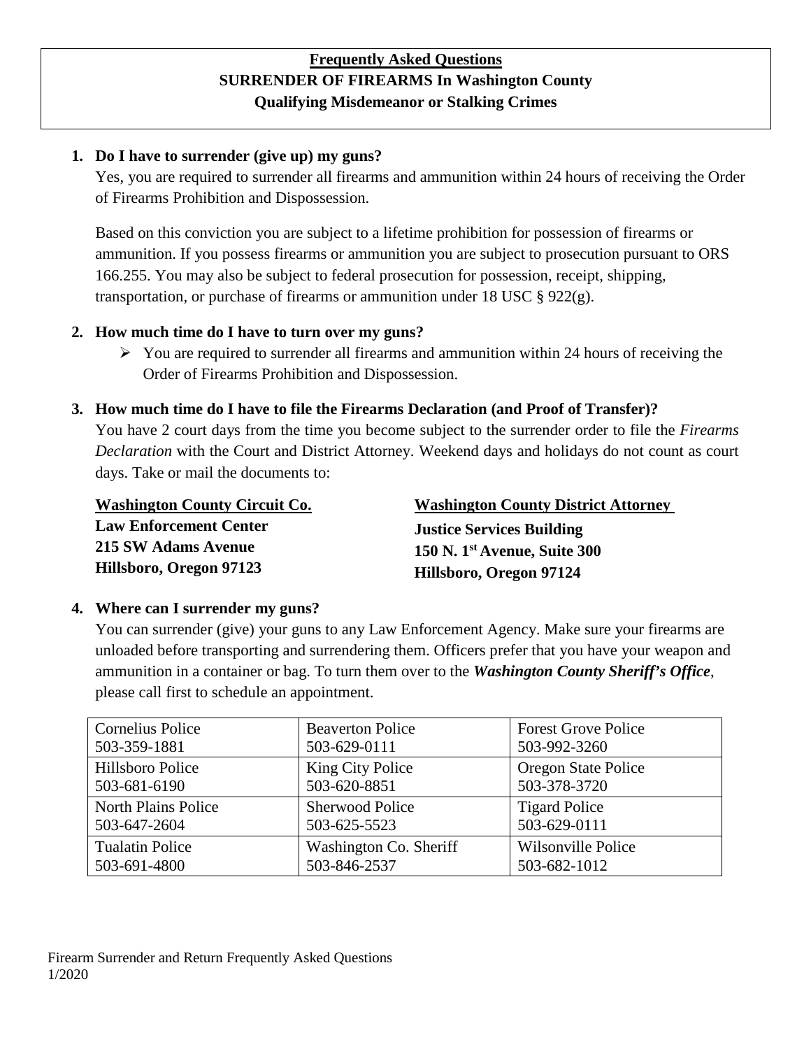**Frequently Asked Questions**
**SURRENDER OF FIREARMS In Washington County**
**Qualifying Misdemeanor or Stalking Crimes**

1. **Do I have to surrender (give up) my guns?**

   Yes, you are required to surrender all firearms and ammunition within 24 hours of receiving the Order of Firearms Prohibition and Dispossession.

   Based on this conviction you are subject to a lifetime prohibition for possession of firearms or ammunition. If you possess firearms or ammunition you are subject to prosecution pursuant to ORS 166.255. You may also be subject to federal prosecution for possession, receipt, shipping, transportation, or purchase of firearms or ammunition under 18 USC § 922(g).

2. **How much time do I have to turn over my guns?**

   - You are required to surrender all firearms and ammunition within 24 hours of receiving the Order of Firearms Prohibition and Dispossession.

3. **How much time do I have to file the Firearms Declaration (and Proof of Transfer)?**

   You have 2 court days from the time you become subject to the surrender order to file the *Firearms Declaration* with the Court and District Attorney. Weekend days and holidays do not count as court days. Take or mail the documents to:

   **Washington County Circuit Co.**
   **Law Enforcement Center**
   **215 SW Adams Avenue**
   **Hillsboro, Oregon 97123**

   **Washington County District Attorney**
   **Justice Services Building**
   **150 N. 1st Avenue, Suite 300**
   **Hillsboro, Oregon 97124**

4. **Where can I surrender my guns?**

   You can surrender (give) your guns to any Law Enforcement Agency. Make sure your firearms are unloaded before transporting and surrendering them. Officers prefer that you have your weapon and ammunition in a container or bag. To turn them over to the ***Washington County Sheriff's Office***, please call first to schedule an appointment.

| | | |
|---|---|---|
| Cornelius Police<br>503-359-1881 | Beaverton Police<br>503-629-0111 | Forest Grove Police<br>503-992-3260 |
| Hillsboro Police<br>503-681-6190 | King City Police<br>503-620-8851 | Oregon State Police<br>503-378-3720 |
| North Plains Police<br>503-647-2604 | Sherwood Police<br>503-625-5523 | Tigard Police<br>503-629-0111 |
| Tualatin Police<br>503-691-4800 | Washington Co. Sheriff<br>503-846-2537 | Wilsonville Police<br>503-682-1012 |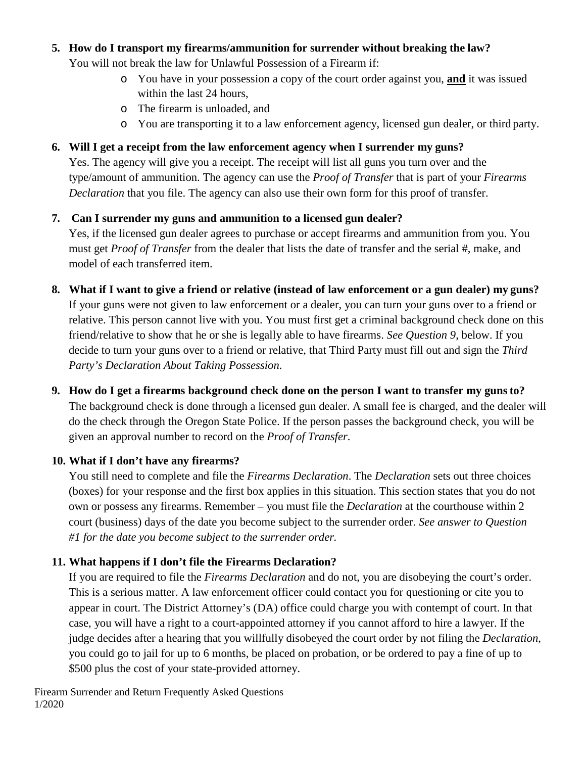**5. How do I transport my firearms/ammunition for surrender without breaking the law?**

You will not break the law for Unlawful Possession of a Firearm if:

- You have in your possession a copy of the court order against you, **and** it was issued within the last 24 hours,
- The firearm is unloaded, and
- You are transporting it to a law enforcement agency, licensed gun dealer, or third party.

**6. Will I get a receipt from the law enforcement agency when I surrender my guns?**

Yes. The agency will give you a receipt. The receipt will list all guns you turn over and the type/amount of ammunition. The agency can use the *Proof of Transfer* that is part of your *Firearms Declaration* that you file. The agency can also use their own form for this proof of transfer.

**7. Can I surrender my guns and ammunition to a licensed gun dealer?**

Yes, if the licensed gun dealer agrees to purchase or accept firearms and ammunition from you. You must get *Proof of Transfer* from the dealer that lists the date of transfer and the serial #, make, and model of each transferred item.

**8. What if I want to give a friend or relative (instead of law enforcement or a gun dealer) my guns?**

If your guns were not given to law enforcement or a dealer, you can turn your guns over to a friend or relative. This person cannot live with you. You must first get a criminal background check done on this friend/relative to show that he or she is legally able to have firearms. *See Question 9*, below. If you decide to turn your guns over to a friend or relative, that Third Party must fill out and sign the *Third Party's Declaration About Taking Possession*.

**9. How do I get a firearms background check done on the person I want to transfer my guns to?**

The background check is done through a licensed gun dealer. A small fee is charged, and the dealer will do the check through the Oregon State Police. If the person passes the background check, you will be given an approval number to record on the *Proof of Transfer*.

**10. What if I don't have any firearms?**

You still need to complete and file the *Firearms Declaration*. The *Declaration* sets out three choices (boxes) for your response and the first box applies in this situation. This section states that you do not own or possess any firearms. Remember – you must file the *Declaration* at the courthouse within 2 court (business) days of the date you become subject to the surrender order. *See answer to Question #1 for the date you become subject to the surrender order.*

**11. What happens if I don't file the Firearms Declaration?**

If you are required to file the *Firearms Declaration* and do not, you are disobeying the court's order. This is a serious matter. A law enforcement officer could contact you for questioning or cite you to appear in court. The District Attorney's (DA) office could charge you with contempt of court. In that case, you will have a right to a court-appointed attorney if you cannot afford to hire a lawyer. If the judge decides after a hearing that you willfully disobeyed the court order by not filing the *Declaration*, you could go to jail for up to 6 months, be placed on probation, or be ordered to pay a fine of up to $500 plus the cost of your state-provided attorney.